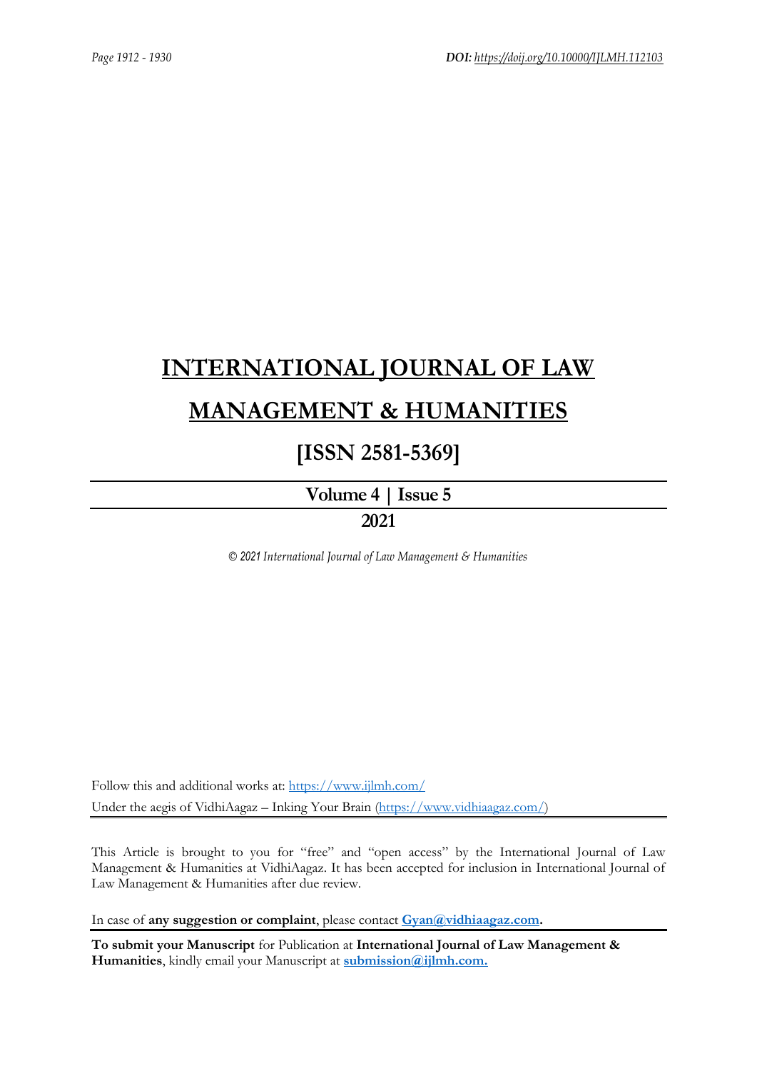# INTERNATIONAL JOURNAL OF LAW MANAGEMENT & HUMANITIES

## [ISSN 2581-5369]

**Volume 4 | Issue 5**

**2021**

*© 2021 International Journal of Law Management & Humanities*

Follow this and additional works at: https://www.ijlmh.com/

Under the aegis of VidhiAagaz – Inking Your Brain (https://www.vidhiaagaz.com/)

This Article is brought to you for "free" and "open access" by the International Journal of Law Management & Humanities at VidhiAagaz. It has been accepted for inclusion in International Journal of Law Management & Humanities after due review.

In case of **any suggestion or complaint**, please contact **Gyan@vidhiaagaz.com.**

**To submit your Manuscript** for Publication at **International Journal of Law Management & Humanities**, kindly email your Manuscript at **submission@ijlmh.com.**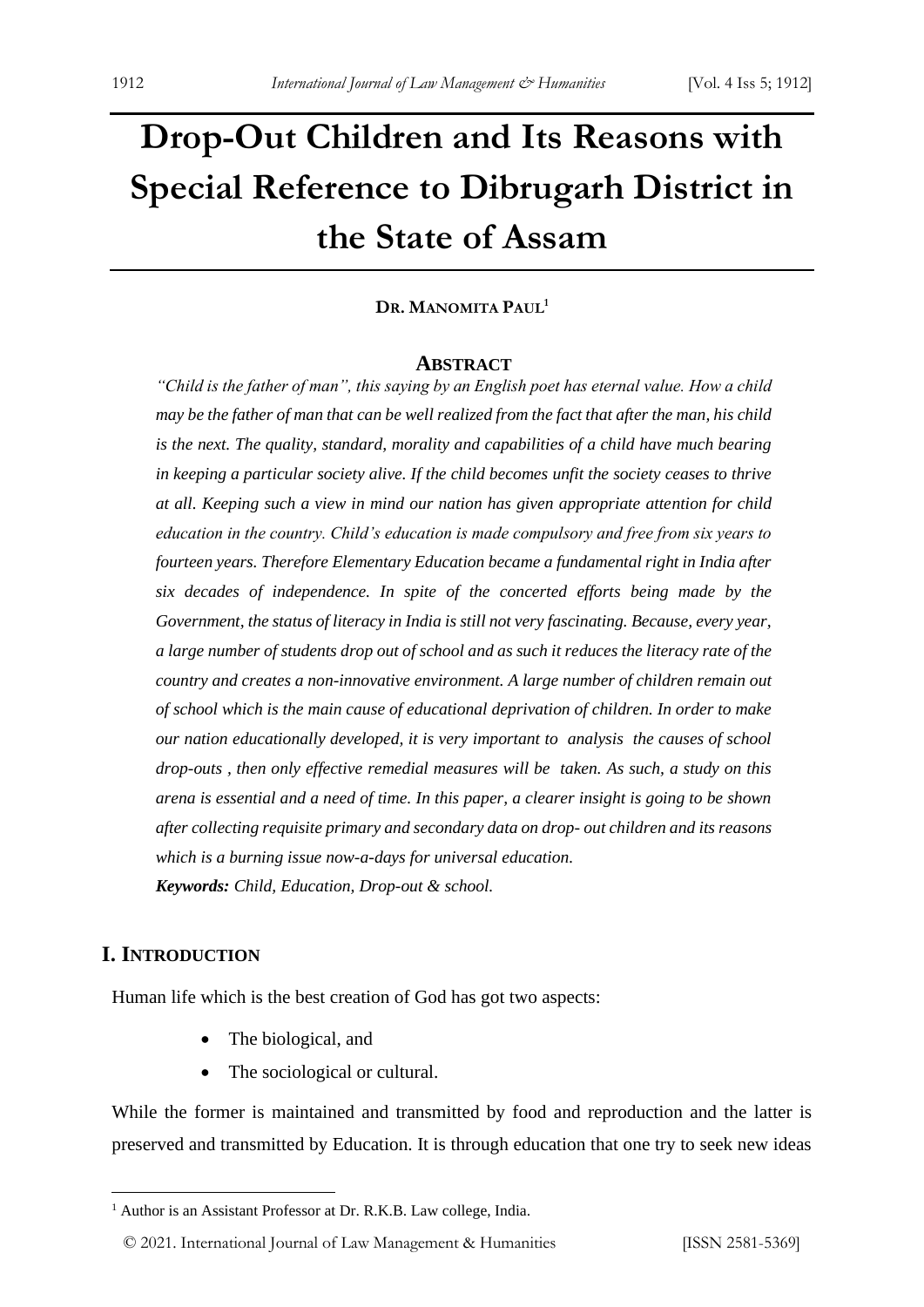# Drop-Out Children and Its Reasons with Special Reference to Dibrugarh District in the State of Assam

**DR. MANOMITA PAUL**[1]

## ABSTRACT

*"Child is the father of man", this saying by an English poet has eternal value. How a child may be the father of man that can be well realized from the fact that after the man, his child is the next. The quality, standard, morality and capabilities of a child have much bearing in keeping a particular society alive. If the child becomes unfit the society ceases to thrive at all. Keeping such a view in mind our nation has given appropriate attention for child education in the country. Child's education is made compulsory and free from six years to fourteen years. Therefore Elementary Education became a fundamental right in India after six decades of independence. In spite of the concerted efforts being made by the Government, the status of literacy in India is still not very fascinating. Because, every year, a large number of students drop out of school and as such it reduces the literacy rate of the country and creates a non-innovative environment. A large number of children remain out of school which is the main cause of educational deprivation of children. In order to make our nation educationally developed, it is very important to analysis the causes of school drop-outs , then only effective remedial measures will be taken. As such, a study on this arena is essential and a need of time. In this paper, a clearer insight is going to be shown after collecting requisite primary and secondary data on drop- out children and its reasons which is a burning issue now-a-days for universal education.*

***Keywords:*** *Child, Education, Drop-out & school.*

## I. INTRODUCTION

Human life which is the best creation of God has got two aspects:

- The biological, and
- The sociological or cultural.

While the former is maintained and transmitted by food and reproduction and the latter is preserved and transmitted by Education. It is through education that one try to seek new ideas

[1] Author is an Assistant Professor at Dr. R.K.B. Law college, India.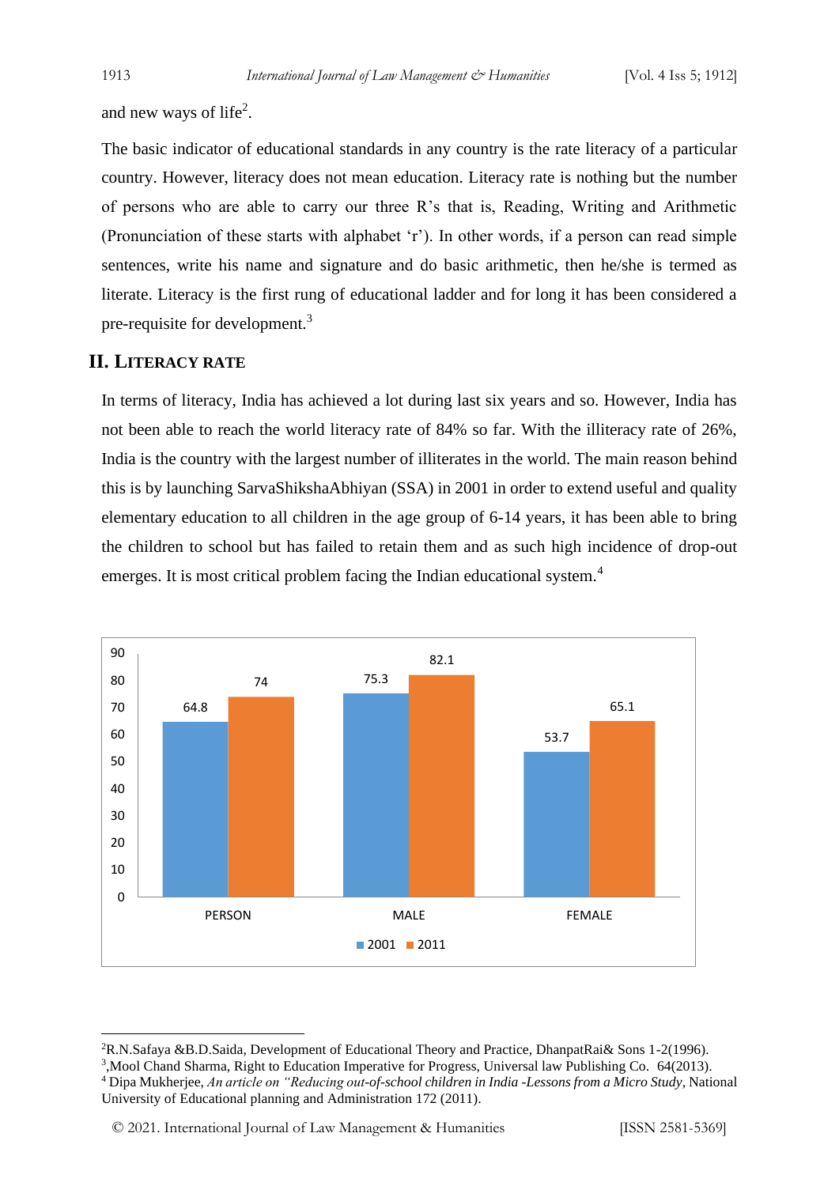and new ways of life[2].

The basic indicator of educational standards in any country is the rate literacy of a particular country. However, literacy does not mean education. Literacy rate is nothing but the number of persons who are able to carry our three R's that is, Reading, Writing and Arithmetic (Pronunciation of these starts with alphabet 'r'). In other words, if a person can read simple sentences, write his name and signature and do basic arithmetic, then he/she is termed as literate. Literacy is the first rung of educational ladder and for long it has been considered a pre-requisite for development.[3]

## II. Literacy Rate

In terms of literacy, India has achieved a lot during last six years and so. However, India has not been able to reach the world literacy rate of 84% so far. With the illiteracy rate of 26%, India is the country with the largest number of illiterates in the world. The main reason behind this is by launching SarvaShikshaAbhiyan (SSA) in 2001 in order to extend useful and quality elementary education to all children in the age group of 6-14 years, it has been able to bring the children to school but has failed to retain them and as such high incidence of drop-out emerges. It is most critical problem facing the Indian educational system.[4]

| | 2001 | 2011 |
|---|---|---|
| PERSON | 64.8 | 74 |
| MALE | 75.3 | 82.1 |
| FEMALE | 53.7 | 65.1 |

---

[2] R.N.Safaya &B.D.Saida, Development of Educational Theory and Practice, DhanpatRai& Sons 1-2(1996).

[3] ,Mool Chand Sharma, Right to Education Imperative for Progress, Universal law Publishing Co. 64(2013).

[4] Dipa Mukherjee, *An article on "Reducing out-of-school children in India -Lessons from a Micro Study*, National University of Educational planning and Administration 172 (2011).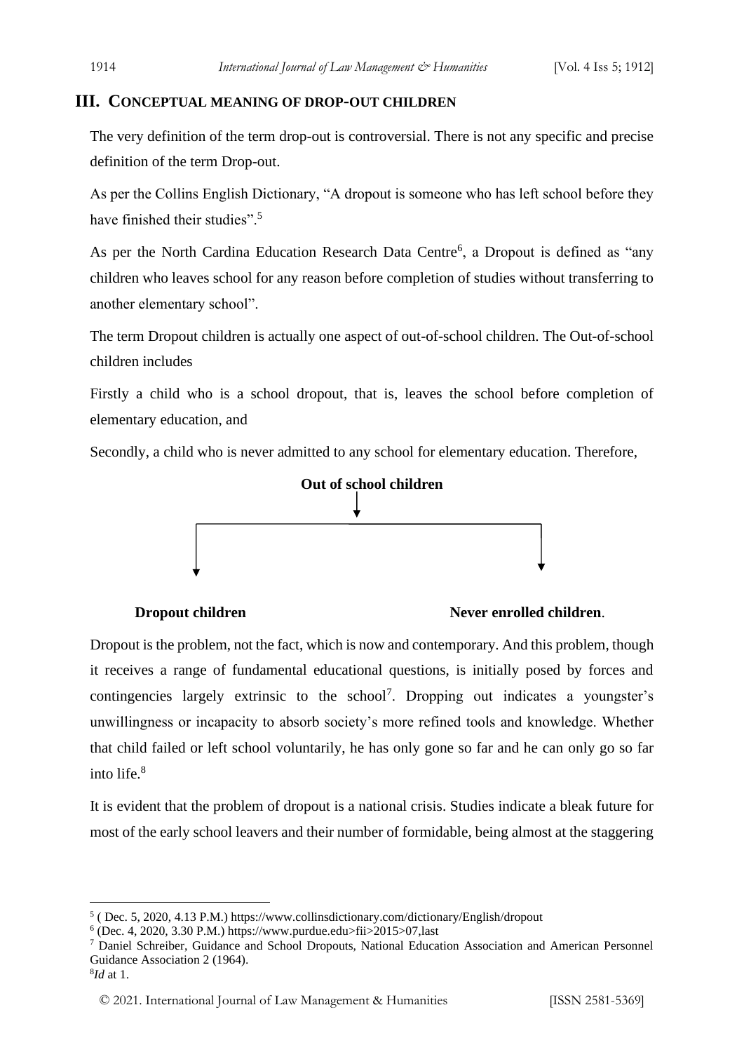## III. CONCEPTUAL MEANING OF DROP-OUT CHILDREN

The very definition of the term drop-out is controversial. There is not any specific and precise definition of the term Drop-out.

As per the Collins English Dictionary, "A dropout is someone who has left school before they have finished their studies".[5]

As per the North Cardina Education Research Data Centre[6], a Dropout is defined as "any children who leaves school for any reason before completion of studies without transferring to another elementary school".

The term Dropout children is actually one aspect of out-of-school children. The Out-of-school children includes

Firstly a child who is a school dropout, that is, leaves the school before completion of elementary education, and

Secondly, a child who is never admitted to any school for elementary education. Therefore,

**Out of school children**

**Dropout children** | **Never enrolled children**.

Dropout is the problem, not the fact, which is now and contemporary. And this problem, though it receives a range of fundamental educational questions, is initially posed by forces and contingencies largely extrinsic to the school[7]. Dropping out indicates a youngster's unwillingness or incapacity to absorb society's more refined tools and knowledge. Whether that child failed or left school voluntarily, he has only gone so far and he can only go so far into life.[8]

It is evident that the problem of dropout is a national crisis. Studies indicate a bleak future for most of the early school leavers and their number of formidable, being almost at the staggering

---

[5] ( Dec. 5, 2020, 4.13 P.M.) https://www.collinsdictionary.com/dictionary/English/dropout

[6] (Dec. 4, 2020, 3.30 P.M.) https://www.purdue.edu>fii>2015>07,last

[7] Daniel Schreiber, Guidance and School Dropouts, National Education Association and American Personnel Guidance Association 2 (1964).

[8] *Id* at 1.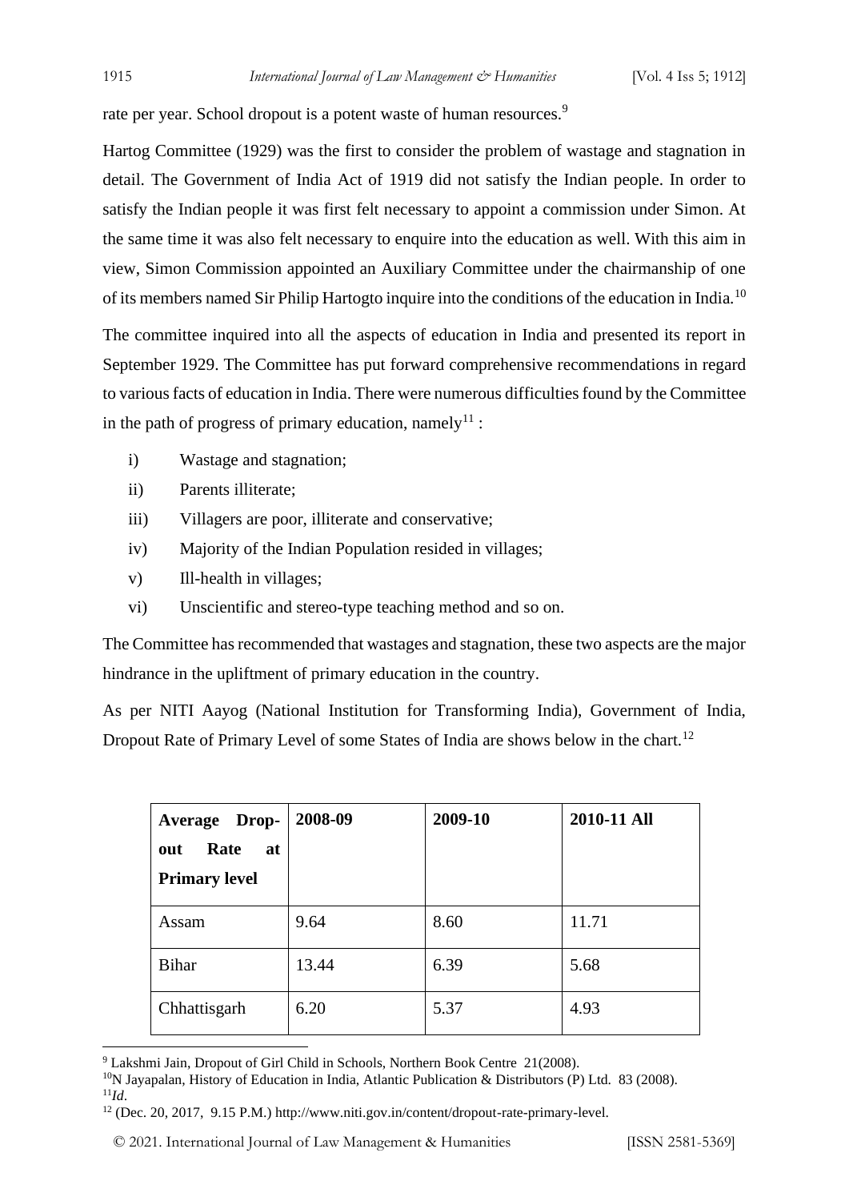rate per year. School dropout is a potent waste of human resources.[9]

Hartog Committee (1929) was the first to consider the problem of wastage and stagnation in detail. The Government of India Act of 1919 did not satisfy the Indian people. In order to satisfy the Indian people it was first felt necessary to appoint a commission under Simon. At the same time it was also felt necessary to enquire into the education as well. With this aim in view, Simon Commission appointed an Auxiliary Committee under the chairmanship of one of its members named Sir Philip Hartogto inquire into the conditions of the education in India.[10]

The committee inquired into all the aspects of education in India and presented its report in September 1929. The Committee has put forward comprehensive recommendations in regard to various facts of education in India. There were numerous difficulties found by the Committee in the path of progress of primary education, namely[11] :

i) Wastage and stagnation;

ii) Parents illiterate;

iii) Villagers are poor, illiterate and conservative;

iv) Majority of the Indian Population resided in villages;

v) Ill-health in villages;

vi) Unscientific and stereo-type teaching method and so on.

The Committee has recommended that wastages and stagnation, these two aspects are the major hindrance in the upliftment of primary education in the country.

As per NITI Aayog (National Institution for Transforming India), Government of India, Dropout Rate of Primary Level of some States of India are shows below in the chart.[12]

| **Average Drop-out Rate at Primary level** | **2008-09** | **2009-10** | **2010-11 All** |
|---|---|---|---|
| Assam | 9.64 | 8.60 | 11.71 |
| Bihar | 13.44 | 6.39 | 5.68 |
| Chhattisgarh | 6.20 | 5.37 | 4.93 |

---

[9] Lakshmi Jain, Dropout of Girl Child in Schools, Northern Book Centre 21(2008).

[10] N Jayapalan, History of Education in India, Atlantic Publication & Distributors (P) Ltd. 83 (2008).

[11] *Id*.

[12] (Dec. 20, 2017, 9.15 P.M.) http://www.niti.gov.in/content/dropout-rate-primary-level.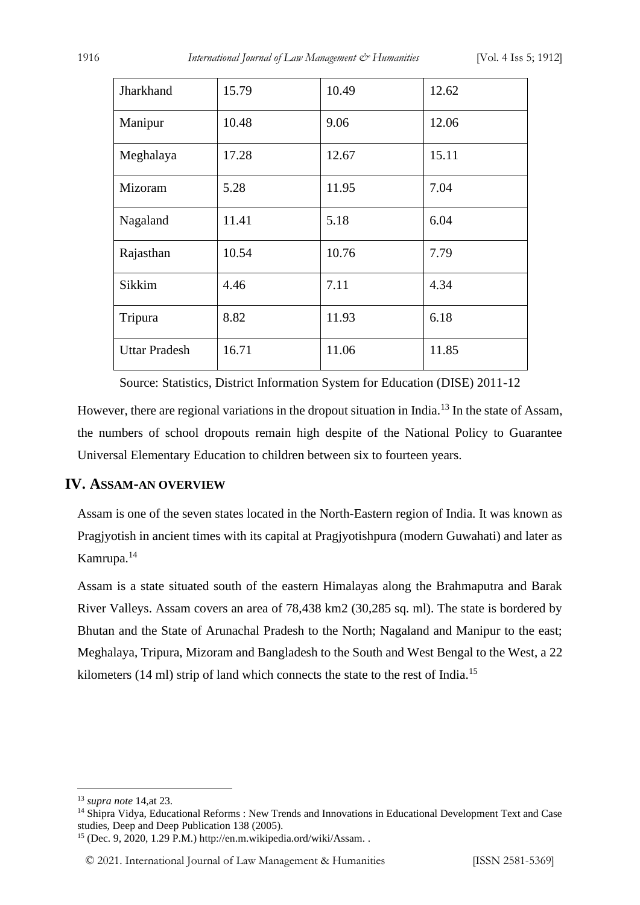| Jharkhand | 15.79 | 10.49 | 12.62 |
|---|---|---|---|
| Manipur | 10.48 | 9.06 | 12.06 |
| Meghalaya | 17.28 | 12.67 | 15.11 |
| Mizoram | 5.28 | 11.95 | 7.04 |
| Nagaland | 11.41 | 5.18 | 6.04 |
| Rajasthan | 10.54 | 10.76 | 7.79 |
| Sikkim | 4.46 | 7.11 | 4.34 |
| Tripura | 8.82 | 11.93 | 6.18 |
| Uttar Pradesh | 16.71 | 11.06 | 11.85 |

Source: Statistics, District Information System for Education (DISE) 2011-12

However, there are regional variations in the dropout situation in India.[13] In the state of Assam, the numbers of school dropouts remain high despite of the National Policy to Guarantee Universal Elementary Education to children between six to fourteen years.

## IV. Assam-an overview

Assam is one of the seven states located in the North-Eastern region of India. It was known as Pragjyotish in ancient times with its capital at Pragjyotishpura (modern Guwahati) and later as Kamrupa.[14]

Assam is a state situated south of the eastern Himalayas along the Brahmaputra and Barak River Valleys. Assam covers an area of 78,438 km2 (30,285 sq. ml). The state is bordered by Bhutan and the State of Arunachal Pradesh to the North; Nagaland and Manipur to the east; Meghalaya, Tripura, Mizoram and Bangladesh to the South and West Bengal to the West, a 22 kilometers (14 ml) strip of land which connects the state to the rest of India.[15]

---

[13] *supra note* 14,at 23.

[14] Shipra Vidya, Educational Reforms : New Trends and Innovations in Educational Development Text and Case studies, Deep and Deep Publication 138 (2005).

[15] (Dec. 9, 2020, 1.29 P.M.) http://en.m.wikipedia.ord/wiki/Assam. .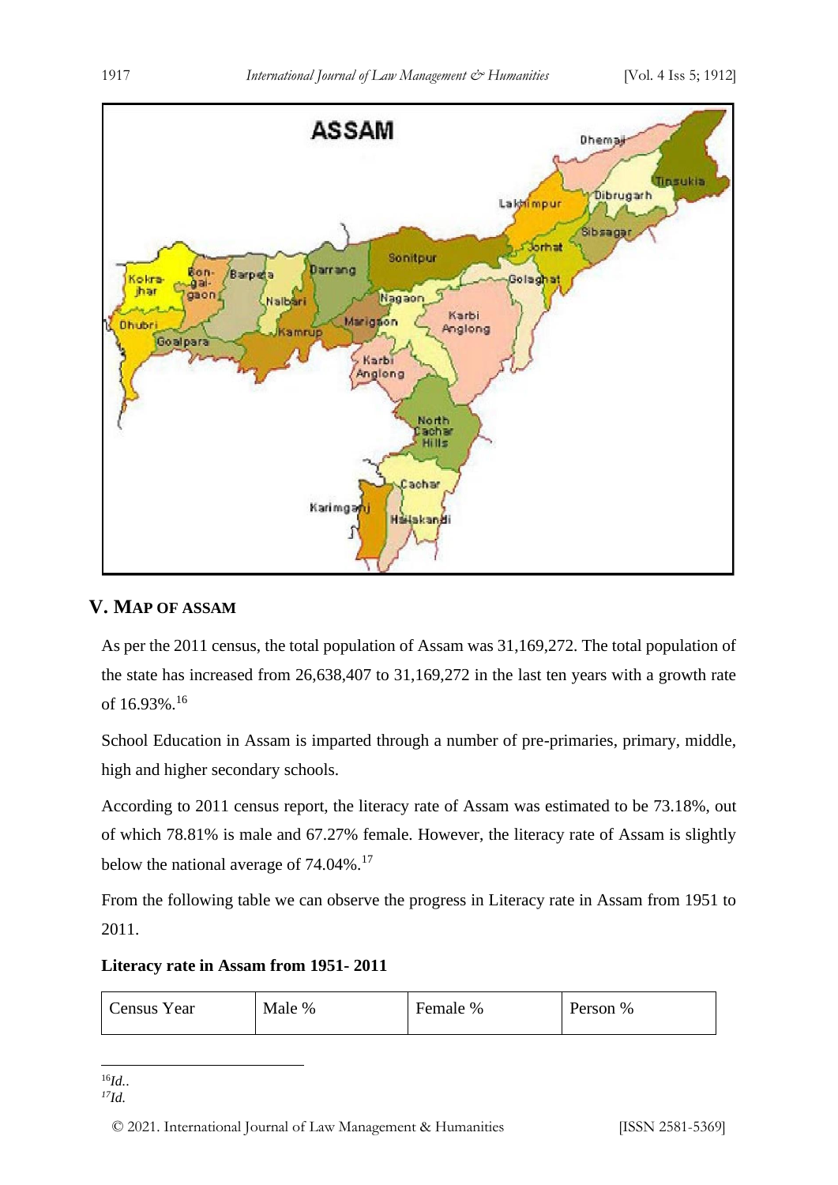## V. MAP OF ASSAM

As per the 2011 census, the total population of Assam was 31,169,272. The total population of the state has increased from 26,638,407 to 31,169,272 in the last ten years with a growth rate of 16.93%.[16]

School Education in Assam is imparted through a number of pre-primaries, primary, middle, high and higher secondary schools.

According to 2011 census report, the literacy rate of Assam was estimated to be 73.18%, out of which 78.81% is male and 67.27% female. However, the literacy rate of Assam is slightly below the national average of 74.04%.[17]

From the following table we can observe the progress in Literacy rate in Assam from 1951 to 2011.

**Literacy rate in Assam from 1951- 2011**

| Census Year | Male % | Female % | Person % |
|---|---|---|---|

[16] *Id.*.

[17] *Id.*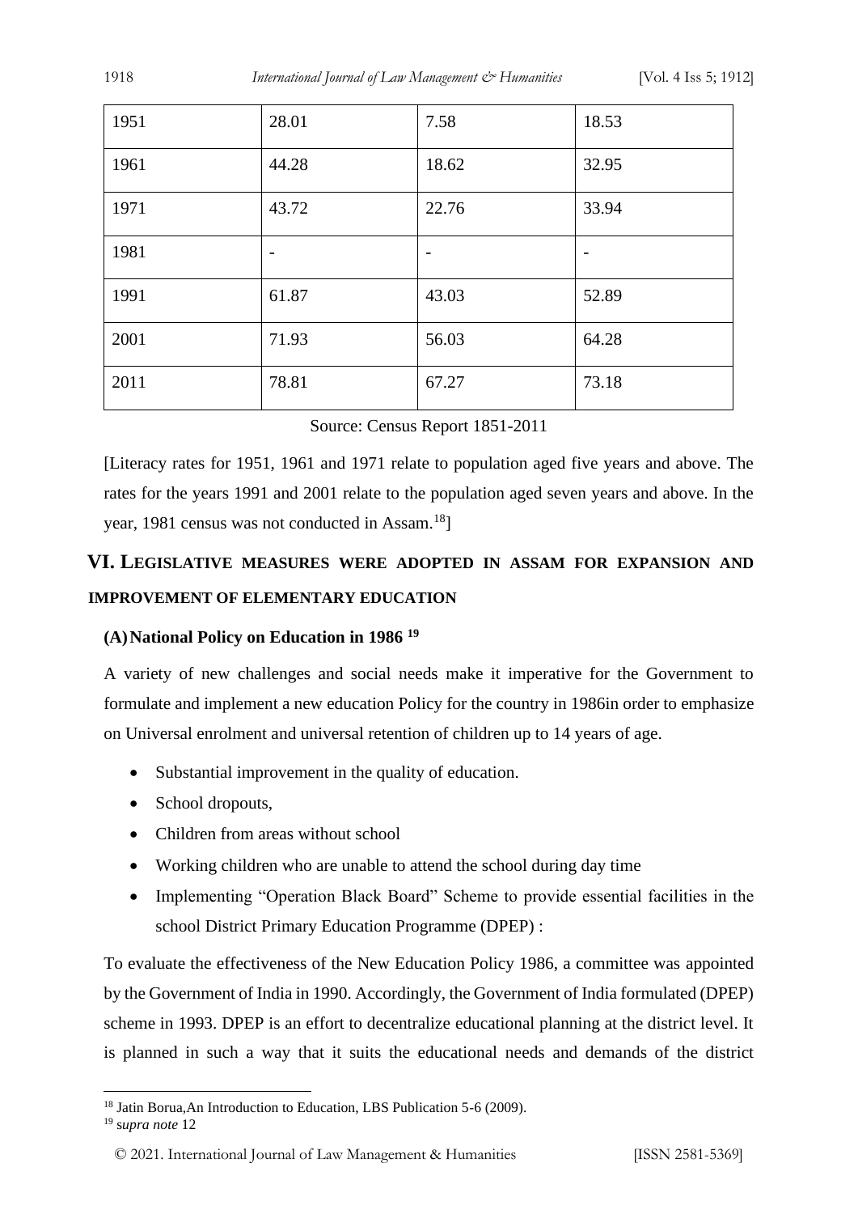| 1951 | 28.01 | 7.58 | 18.53 |
|---|---|---|---|
| 1961 | 44.28 | 18.62 | 32.95 |
| 1971 | 43.72 | 22.76 | 33.94 |
| 1981 | - | - | - |
| 1991 | 61.87 | 43.03 | 52.89 |
| 2001 | 71.93 | 56.03 | 64.28 |
| 2011 | 78.81 | 67.27 | 73.18 |

Source: Census Report 1851-2011

[Literacy rates for 1951, 1961 and 1971 relate to population aged five years and above. The rates for the years 1991 and 2001 relate to the population aged seven years and above. In the year, 1981 census was not conducted in Assam.[18]]

## VI. Legislative measures were adopted in Assam for expansion and improvement of elementary education

### (A) National Policy on Education in 1986 [19]

A variety of new challenges and social needs make it imperative for the Government to formulate and implement a new education Policy for the country in 1986in order to emphasize on Universal enrolment and universal retention of children up to 14 years of age.

- Substantial improvement in the quality of education.
- School dropouts,
- Children from areas without school
- Working children who are unable to attend the school during day time
- Implementing "Operation Black Board" Scheme to provide essential facilities in the school District Primary Education Programme (DPEP) :

To evaluate the effectiveness of the New Education Policy 1986, a committee was appointed by the Government of India in 1990. Accordingly, the Government of India formulated (DPEP) scheme in 1993. DPEP is an effort to decentralize educational planning at the district level. It is planned in such a way that it suits the educational needs and demands of the district

[18] Jatin Borua,An Introduction to Education, LBS Publication 5-6 (2009).

[19] s*upra note* 12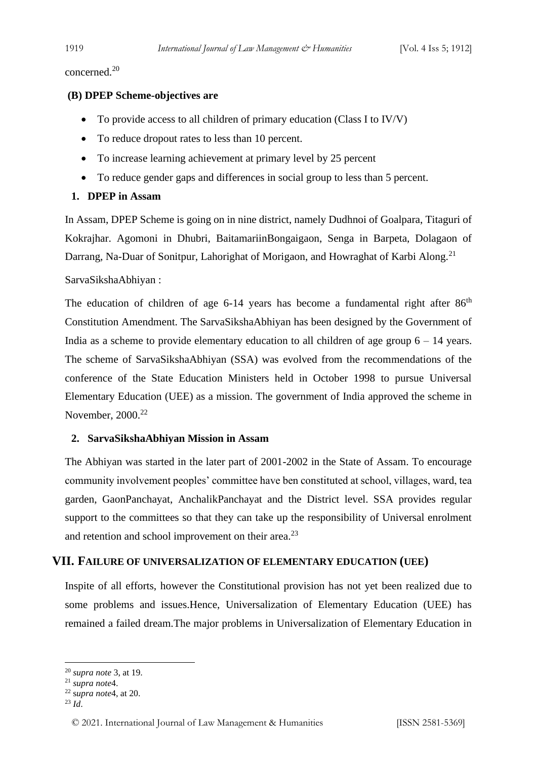concerned.[20]

**(B) DPEP Scheme-objectives are**

- To provide access to all children of primary education (Class I to IV/V)
- To reduce dropout rates to less than 10 percent.
- To increase learning achievement at primary level by 25 percent
- To reduce gender gaps and differences in social group to less than 5 percent.

**1. DPEP in Assam**

In Assam, DPEP Scheme is going on in nine district, namely Dudhnoi of Goalpara, Titaguri of Kokrajhar. Agomoni in Dhubri, BaitamariinBongaigaon, Senga in Barpeta, Dolagaon of Darrang, Na-Duar of Sonitpur, Lahorighat of Morigaon, and Howraghat of Karbi Along.[21]

SarvaSikshaAbhiyan :

The education of children of age 6-14 years has become a fundamental right after 86th Constitution Amendment. The SarvaSikshaAbhiyan has been designed by the Government of India as a scheme to provide elementary education to all children of age group 6 – 14 years. The scheme of SarvaSikshaAbhiyan (SSA) was evolved from the recommendations of the conference of the State Education Ministers held in October 1998 to pursue Universal Elementary Education (UEE) as a mission. The government of India approved the scheme in November, 2000.[22]

**2. SarvaSikshaAbhiyan Mission in Assam**

The Abhiyan was started in the later part of 2001-2002 in the State of Assam. To encourage community involvement peoples' committee have ben constituted at school, villages, ward, tea garden, GaonPanchayat, AnchalikPanchayat and the District level. SSA provides regular support to the committees so that they can take up the responsibility of Universal enrolment and retention and school improvement on their area.[23]

## VII. Failure of universalization of elementary education (UEE)

Inspite of all efforts, however the Constitutional provision has not yet been realized due to some problems and issues.Hence, Universalization of Elementary Education (UEE) has remained a failed dream.The major problems in Universalization of Elementary Education in

---

[20] *supra note* 3, at 19.

[21] *supra note*4.

[22] s*upra note*4, at 20.

[23] *Id*.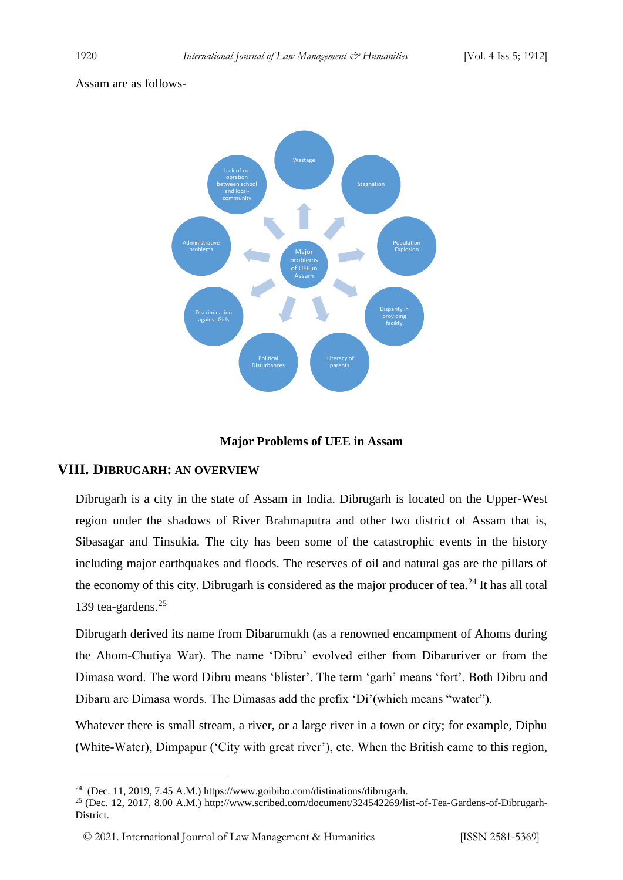Assam are as follows-

Major problems of UEE in Assam: Wastage; Stagnation; Population Explosion; Disparity in providing facility; Illiteracy of parents; Political Disturbances; Discrimination against Girls; Administrative problems; Lack of co-opration between school and local-community

**Major Problems of UEE in Assam**

## VIII. Dibrugarh: An Overview

Dibrugarh is a city in the state of Assam in India. Dibrugarh is located on the Upper-West region under the shadows of River Brahmaputra and other two district of Assam that is, Sibasagar and Tinsukia. The city has been some of the catastrophic events in the history including major earthquakes and floods. The reserves of oil and natural gas are the pillars of the economy of this city. Dibrugarh is considered as the major producer of tea.[24] It has all total 139 tea-gardens.[25]

Dibrugarh derived its name from Dibarumukh (as a renowned encampment of Ahoms during the Ahom-Chutiya War). The name 'Dibru' evolved either from Dibaruriver or from the Dimasa word. The word Dibru means 'blister'. The term 'garh' means 'fort'. Both Dibru and Dibaru are Dimasa words. The Dimasas add the prefix 'Di'(which means "water").

Whatever there is small stream, a river, or a large river in a town or city; for example, Diphu (White-Water), Dimpapur ('City with great river'), etc. When the British came to this region,

---

[24] (Dec. 11, 2019, 7.45 A.M.) https://www.goibibo.com/distinations/dibrugarh.

[25] (Dec. 12, 2017, 8.00 A.M.) http://www.scribed.com/document/324542269/list-of-Tea-Gardens-of-Dibrugarh-District.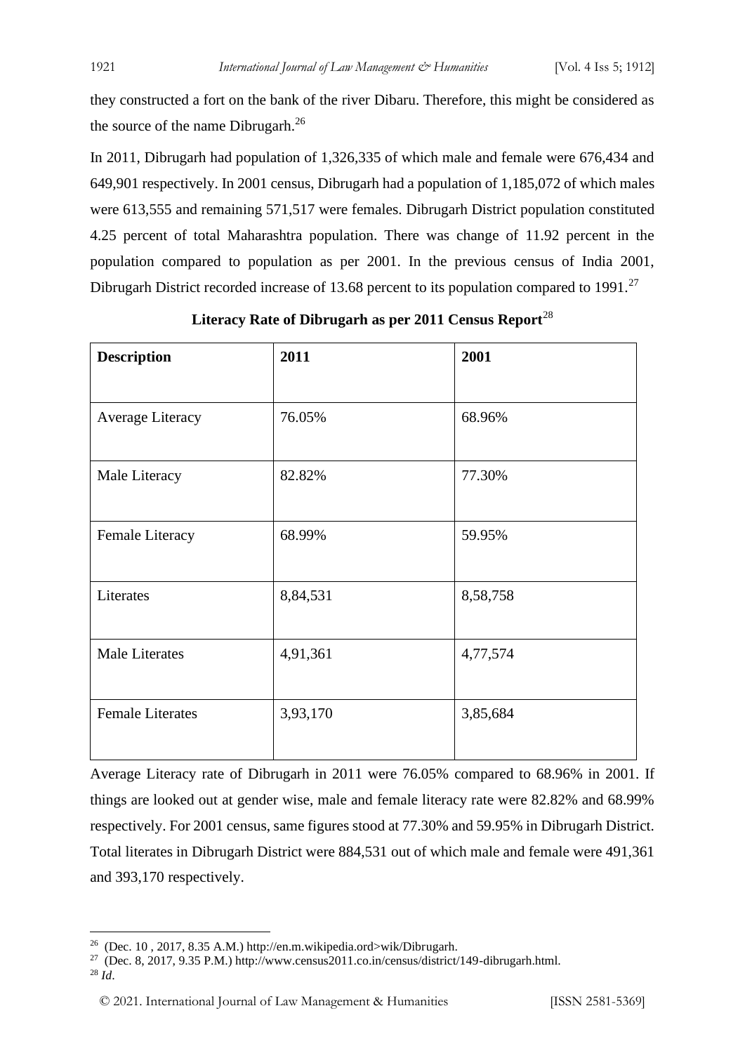they constructed a fort on the bank of the river Dibaru. Therefore, this might be considered as the source of the name Dibrugarh.[26]

In 2011, Dibrugarh had population of 1,326,335 of which male and female were 676,434 and 649,901 respectively. In 2001 census, Dibrugarh had a population of 1,185,072 of which males were 613,555 and remaining 571,517 were females. Dibrugarh District population constituted 4.25 percent of total Maharashtra population. There was change of 11.92 percent in the population compared to population as per 2001. In the previous census of India 2001, Dibrugarh District recorded increase of 13.68 percent to its population compared to 1991.[27]

**Literacy Rate of Dibrugarh as per 2011 Census Report**[28]

| **Description** | **2011** | **2001** |
|---|---|---|
| Average Literacy | 76.05% | 68.96% |
| Male Literacy | 82.82% | 77.30% |
| Female Literacy | 68.99% | 59.95% |
| Literates | 8,84,531 | 8,58,758 |
| Male Literates | 4,91,361 | 4,77,574 |
| Female Literates | 3,93,170 | 3,85,684 |

Average Literacy rate of Dibrugarh in 2011 were 76.05% compared to 68.96% in 2001. If things are looked out at gender wise, male and female literacy rate were 82.82% and 68.99% respectively. For 2001 census, same figures stood at 77.30% and 59.95% in Dibrugarh District. Total literates in Dibrugarh District were 884,531 out of which male and female were 491,361 and 393,170 respectively.

---

[26] (Dec. 10 , 2017, 8.35 A.M.) http://en.m.wikipedia.ord>wik/Dibrugarh.

[27] (Dec. 8, 2017, 9.35 P.M.) http://www.census2011.co.in/census/district/149-dibrugarh.html.

[28] *Id*.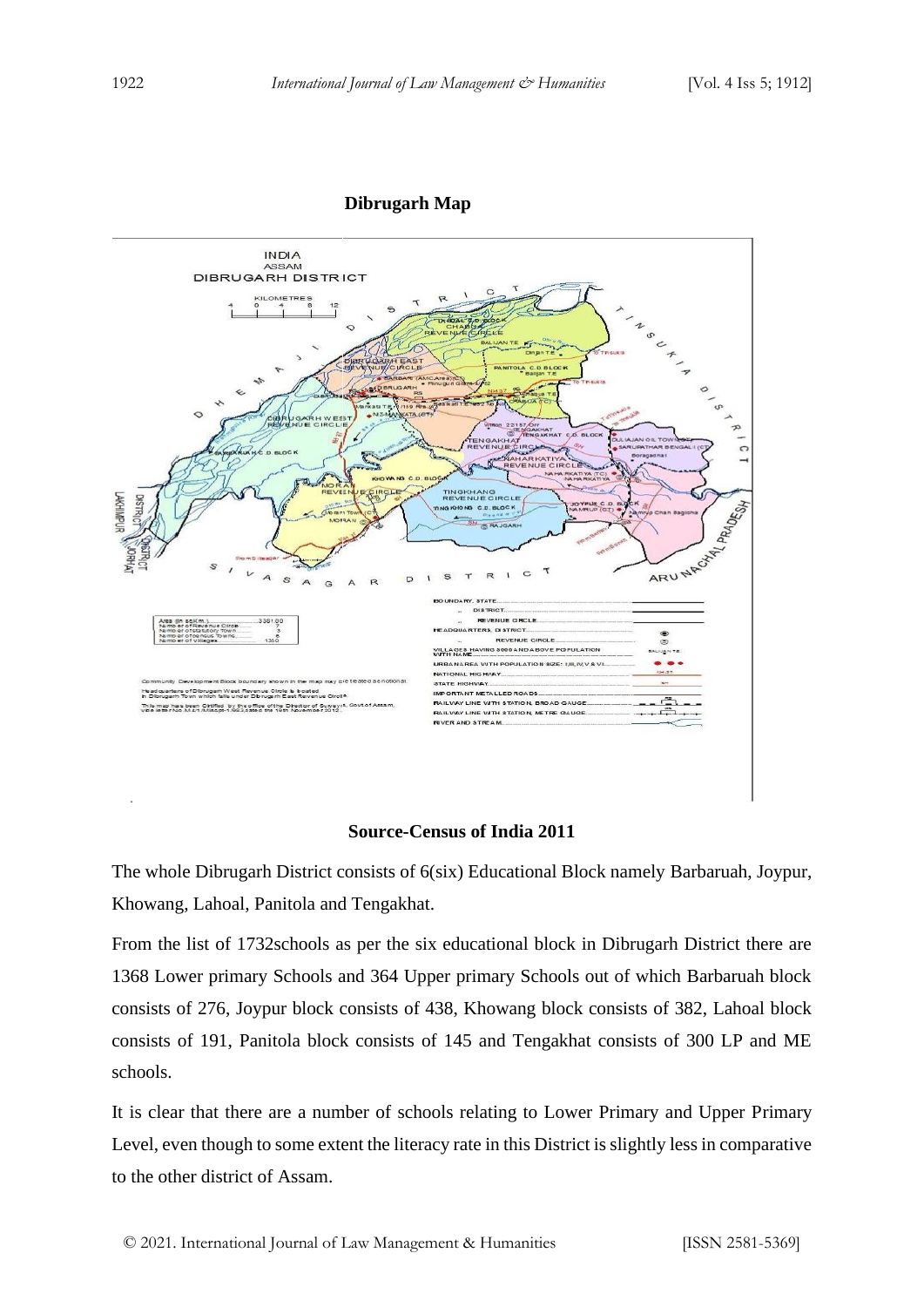**Dibrugarh Map**

**Source-Census of India 2011**

The whole Dibrugarh District consists of 6(six) Educational Block namely Barbaruah, Joypur, Khowang, Lahoal, Panitola and Tengakhat.

From the list of 1732schools as per the six educational block in Dibrugarh District there are 1368 Lower primary Schools and 364 Upper primary Schools out of which Barbaruah block consists of 276, Joypur block consists of 438, Khowang block consists of 382, Lahoal block consists of 191, Panitola block consists of 145 and Tengakhat consists of 300 LP and ME schools.

It is clear that there are a number of schools relating to Lower Primary and Upper Primary Level, even though to some extent the literacy rate in this District is slightly less in comparative to the other district of Assam.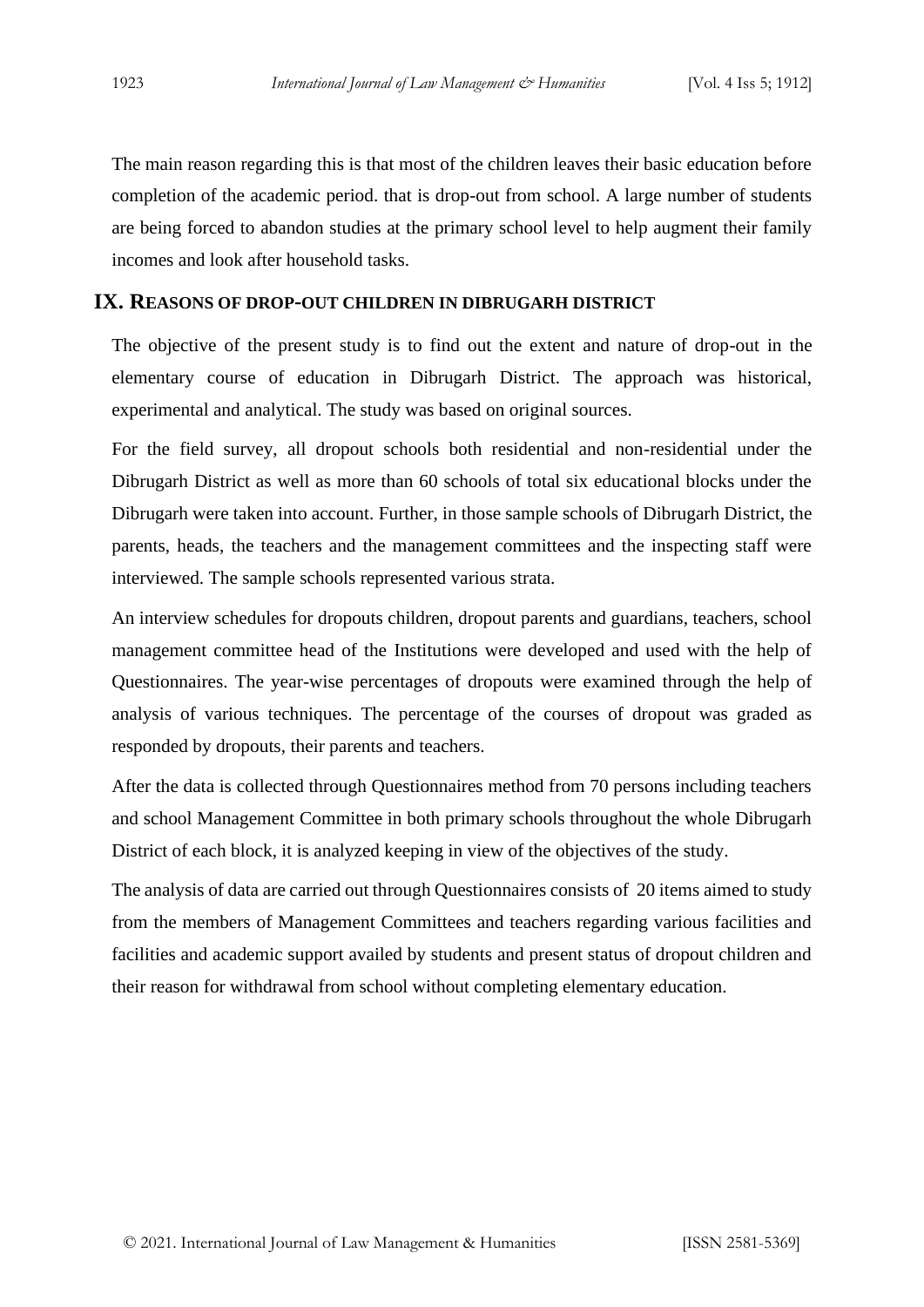The main reason regarding this is that most of the children leaves their basic education before completion of the academic period. that is drop-out from school. A large number of students are being forced to abandon studies at the primary school level to help augment their family incomes and look after household tasks.

## IX. Reasons of drop-out children in Dibrugarh District

The objective of the present study is to find out the extent and nature of drop-out in the elementary course of education in Dibrugarh District. The approach was historical, experimental and analytical. The study was based on original sources.

For the field survey, all dropout schools both residential and non-residential under the Dibrugarh District as well as more than 60 schools of total six educational blocks under the Dibrugarh were taken into account. Further, in those sample schools of Dibrugarh District, the parents, heads, the teachers and the management committees and the inspecting staff were interviewed. The sample schools represented various strata.

An interview schedules for dropouts children, dropout parents and guardians, teachers, school management committee head of the Institutions were developed and used with the help of Questionnaires. The year-wise percentages of dropouts were examined through the help of analysis of various techniques. The percentage of the courses of dropout was graded as responded by dropouts, their parents and teachers.

After the data is collected through Questionnaires method from 70 persons including teachers and school Management Committee in both primary schools throughout the whole Dibrugarh District of each block, it is analyzed keeping in view of the objectives of the study.

The analysis of data are carried out through Questionnaires consists of 20 items aimed to study from the members of Management Committees and teachers regarding various facilities and facilities and academic support availed by students and present status of dropout children and their reason for withdrawal from school without completing elementary education.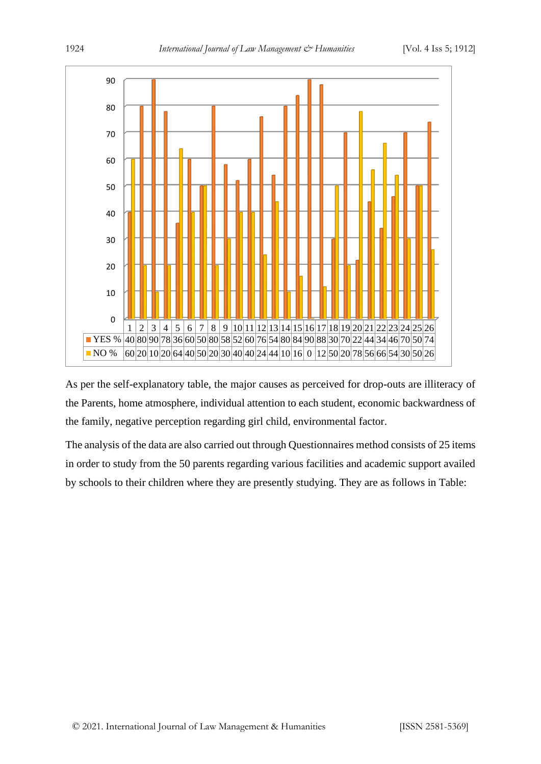| | 1 | 2 | 3 | 4 | 5 | 6 | 7 | 8 | 9 | 10 | 11 | 12 | 13 | 14 | 15 | 16 | 17 | 18 | 19 | 20 | 21 | 22 | 23 | 24 | 25 | 26 |
|---|---|---|---|---|---|---|---|---|---|---|---|---|---|---|---|---|---|---|---|---|---|---|---|---|---|---|
| YES % | 40 | 80 | 90 | 78 | 36 | 60 | 50 | 80 | 58 | 52 | 60 | 76 | 54 | 80 | 84 | 90 | 88 | 30 | 70 | 22 | 44 | 34 | 46 | 70 | 50 | 74 |
| NO % | 60 | 20 | 10 | 20 | 64 | 40 | 50 | 20 | 30 | 40 | 40 | 24 | 44 | 10 | 16 | 0 | 12 | 50 | 20 | 78 | 56 | 66 | 54 | 30 | 50 | 26 |

As per the self-explanatory table, the major causes as perceived for drop-outs are illiteracy of the Parents, home atmosphere, individual attention to each student, economic backwardness of the family, negative perception regarding girl child, environmental factor.

The analysis of the data are also carried out through Questionnaires method consists of 25 items in order to study from the 50 parents regarding various facilities and academic support availed by schools to their children where they are presently studying. They are as follows in Table: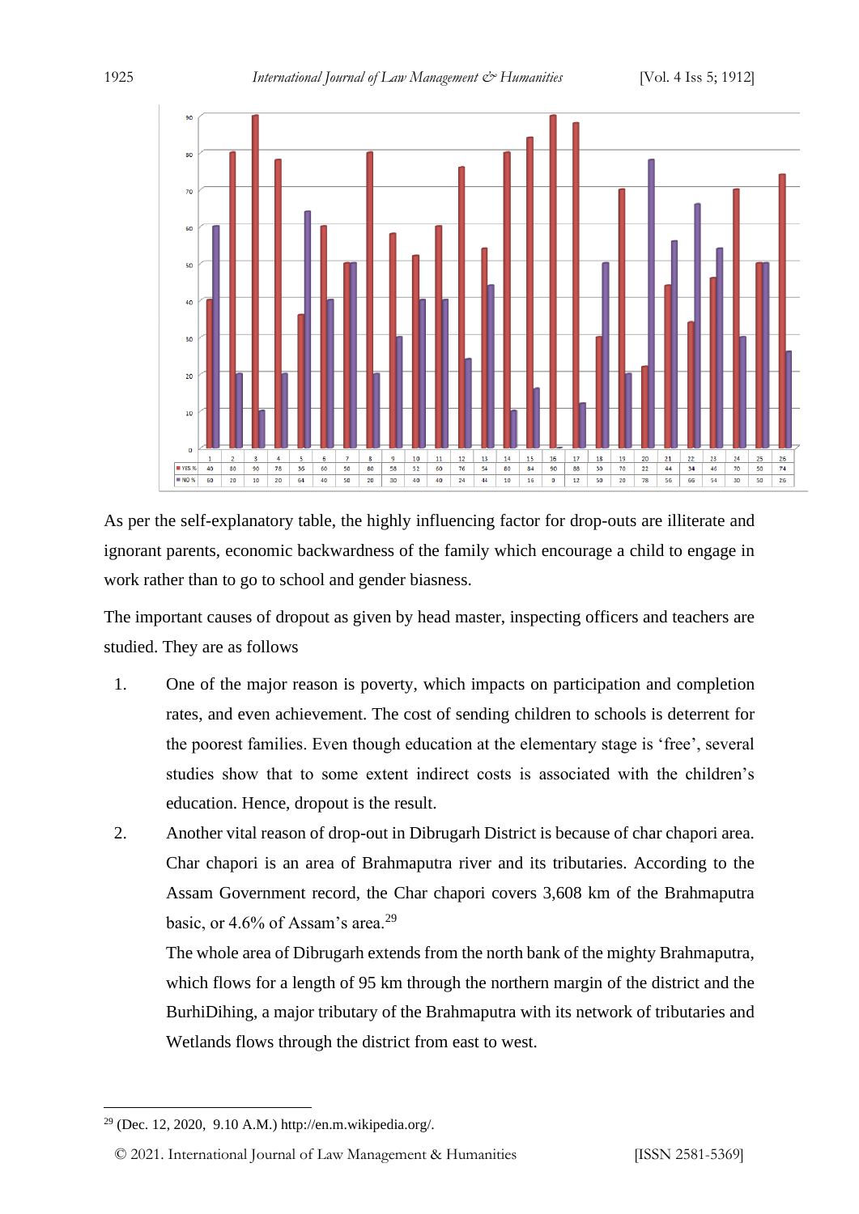| | 1 | 2 | 3 | 4 | 5 | 6 | 7 | 8 | 9 | 10 | 11 | 12 | 13 | 14 | 15 | 16 | 17 | 18 | 19 | 20 | 21 | 22 | 23 | 24 | 25 | 26 |
|---|---|---|---|---|---|---|---|---|---|---|---|---|---|---|---|---|---|---|---|---|---|---|---|---|---|---|
| YES % | 40 | 80 | 90 | 78 | 36 | 60 | 50 | 80 | 58 | 52 | 60 | 76 | 54 | 80 | 84 | 90 | 88 | 30 | 70 | 22 | 44 | 34 | 46 | 70 | 50 | 74 |
| NO % | 60 | 20 | 10 | 20 | 64 | 40 | 50 | 20 | 30 | 40 | 40 | 24 | 44 | 10 | 16 | 0 | 12 | 50 | 20 | 78 | 56 | 66 | 54 | 30 | 50 | 26 |

As per the self-explanatory table, the highly influencing factor for drop-outs are illiterate and ignorant parents, economic backwardness of the family which encourage a child to engage in work rather than to go to school and gender biasness.

The important causes of dropout as given by head master, inspecting officers and teachers are studied. They are as follows

1. One of the major reason is poverty, which impacts on participation and completion rates, and even achievement. The cost of sending children to schools is deterrent for the poorest families. Even though education at the elementary stage is 'free', several studies show that to some extent indirect costs is associated with the children's education. Hence, dropout is the result.
2. Another vital reason of drop-out in Dibrugarh District is because of char chapori area. Char chapori is an area of Brahmaputra river and its tributaries. According to the Assam Government record, the Char chapori covers 3,608 km of the Brahmaputra basic, or 4.6% of Assam's area.[29]

   The whole area of Dibrugarh extends from the north bank of the mighty Brahmaputra, which flows for a length of 95 km through the northern margin of the district and the BurhiDihing, a major tributary of the Brahmaputra with its network of tributaries and Wetlands flows through the district from east to west.

---

[29] (Dec. 12, 2020, 9.10 A.M.) http://en.m.wikipedia.org/.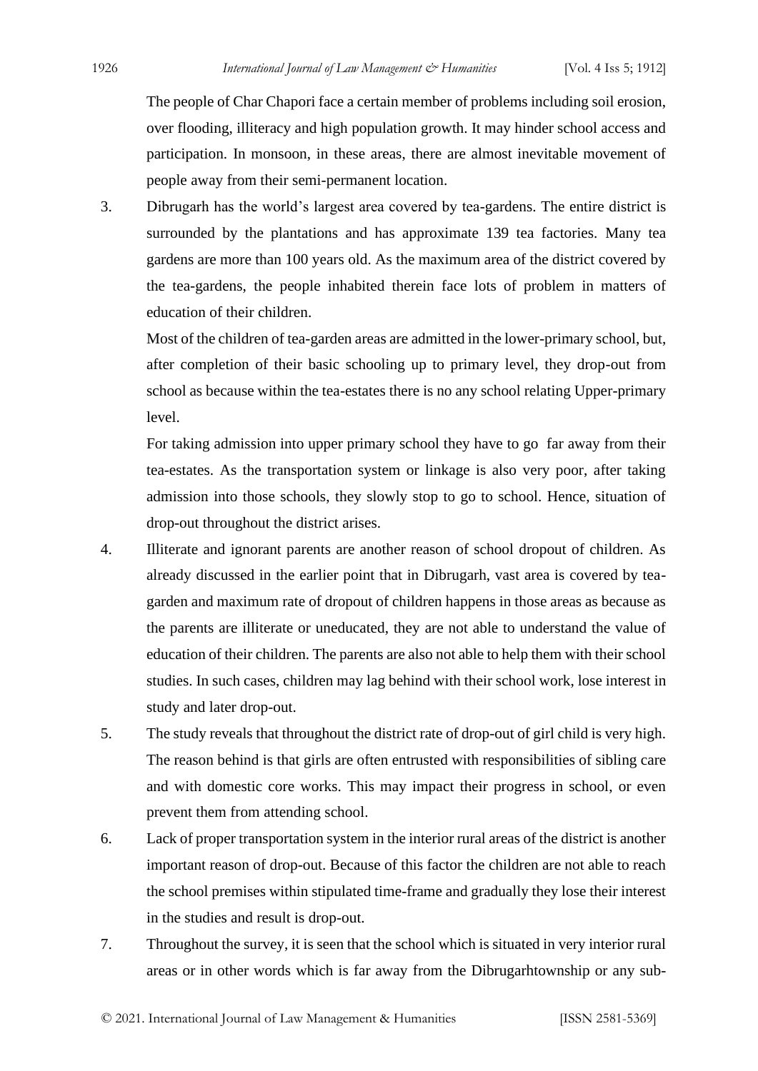The people of Char Chapori face a certain member of problems including soil erosion, over flooding, illiteracy and high population growth. It may hinder school access and participation. In monsoon, in these areas, there are almost inevitable movement of people away from their semi-permanent location.

3. Dibrugarh has the world's largest area covered by tea-gardens. The entire district is surrounded by the plantations and has approximate 139 tea factories. Many tea gardens are more than 100 years old. As the maximum area of the district covered by the tea-gardens, the people inhabited therein face lots of problem in matters of education of their children.

   Most of the children of tea-garden areas are admitted in the lower-primary school, but, after completion of their basic schooling up to primary level, they drop-out from school as because within the tea-estates there is no any school relating Upper-primary level.

   For taking admission into upper primary school they have to go far away from their tea-estates. As the transportation system or linkage is also very poor, after taking admission into those schools, they slowly stop to go to school. Hence, situation of drop-out throughout the district arises.

4. Illiterate and ignorant parents are another reason of school dropout of children. As already discussed in the earlier point that in Dibrugarh, vast area is covered by tea-garden and maximum rate of dropout of children happens in those areas as because as the parents are illiterate or uneducated, they are not able to understand the value of education of their children. The parents are also not able to help them with their school studies. In such cases, children may lag behind with their school work, lose interest in study and later drop-out.

5. The study reveals that throughout the district rate of drop-out of girl child is very high. The reason behind is that girls are often entrusted with responsibilities of sibling care and with domestic core works. This may impact their progress in school, or even prevent them from attending school.

6. Lack of proper transportation system in the interior rural areas of the district is another important reason of drop-out. Because of this factor the children are not able to reach the school premises within stipulated time-frame and gradually they lose their interest in the studies and result is drop-out.

7. Throughout the survey, it is seen that the school which is situated in very interior rural areas or in other words which is far away from the Dibrugarhtownship or any sub-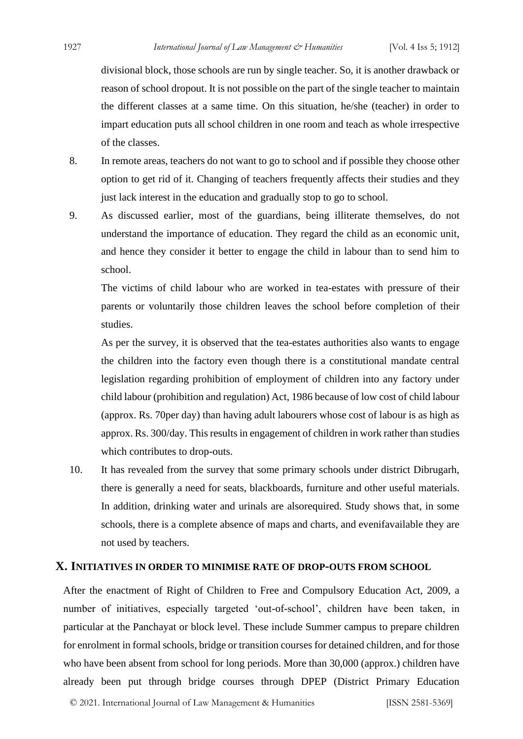divisional block, those schools are run by single teacher. So, it is another drawback or reason of school dropout. It is not possible on the part of the single teacher to maintain the different classes at a same time. On this situation, he/she (teacher) in order to impart education puts all school children in one room and teach as whole irrespective of the classes.

8. In remote areas, teachers do not want to go to school and if possible they choose other option to get rid of it. Changing of teachers frequently affects their studies and they just lack interest in the education and gradually stop to go to school.

9. As discussed earlier, most of the guardians, being illiterate themselves, do not understand the importance of education. They regard the child as an economic unit, and hence they consider it better to engage the child in labour than to send him to school.

   The victims of child labour who are worked in tea-estates with pressure of their parents or voluntarily those children leaves the school before completion of their studies.

   As per the survey, it is observed that the tea-estates authorities also wants to engage the children into the factory even though there is a constitutional mandate central legislation regarding prohibition of employment of children into any factory under child labour (prohibition and regulation) Act, 1986 because of low cost of child labour (approx. Rs. 70per day) than having adult labourers whose cost of labour is as high as approx. Rs. 300/day. This results in engagement of children in work rather than studies which contributes to drop-outs.

10. It has revealed from the survey that some primary schools under district Dibrugarh, there is generally a need for seats, blackboards, furniture and other useful materials. In addition, drinking water and urinals are alsorequired. Study shows that, in some schools, there is a complete absence of maps and charts, and evenifavailable they are not used by teachers.

## X. Initiatives in order to minimise rate of drop-outs from school

After the enactment of Right of Children to Free and Compulsory Education Act, 2009, a number of initiatives, especially targeted 'out-of-school', children have been taken, in particular at the Panchayat or block level. These include Summer campus to prepare children for enrolment in formal schools, bridge or transition courses for detained children, and for those who have been absent from school for long periods. More than 30,000 (approx.) children have already been put through bridge courses through DPEP (District Primary Education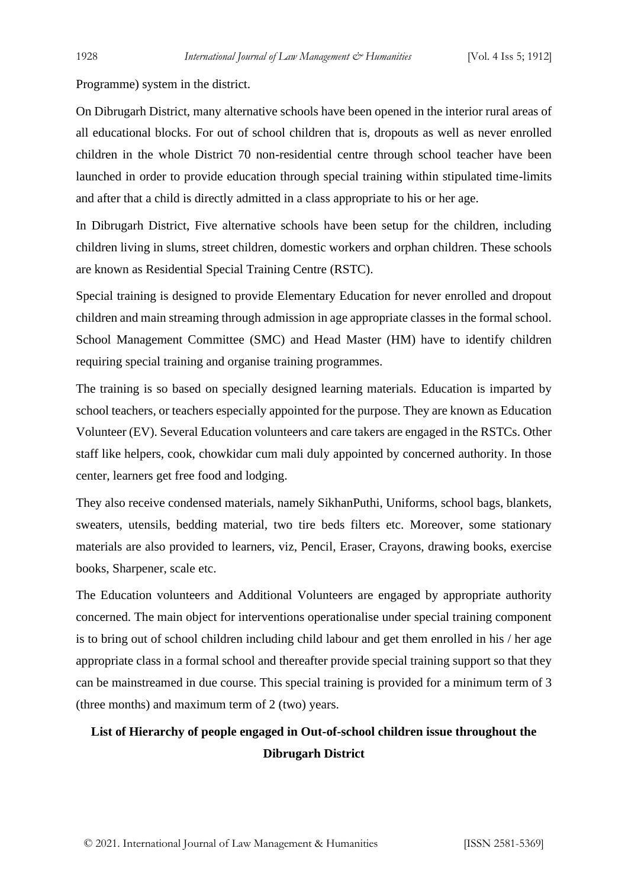Programme) system in the district.

On Dibrugarh District, many alternative schools have been opened in the interior rural areas of all educational blocks. For out of school children that is, dropouts as well as never enrolled children in the whole District 70 non-residential centre through school teacher have been launched in order to provide education through special training within stipulated time-limits and after that a child is directly admitted in a class appropriate to his or her age.

In Dibrugarh District, Five alternative schools have been setup for the children, including children living in slums, street children, domestic workers and orphan children. These schools are known as Residential Special Training Centre (RSTC).

Special training is designed to provide Elementary Education for never enrolled and dropout children and main streaming through admission in age appropriate classes in the formal school. School Management Committee (SMC) and Head Master (HM) have to identify children requiring special training and organise training programmes.

The training is so based on specially designed learning materials. Education is imparted by school teachers, or teachers especially appointed for the purpose. They are known as Education Volunteer (EV). Several Education volunteers and care takers are engaged in the RSTCs. Other staff like helpers, cook, chowkidar cum mali duly appointed by concerned authority. In those center, learners get free food and lodging.

They also receive condensed materials, namely SikhanPuthi, Uniforms, school bags, blankets, sweaters, utensils, bedding material, two tire beds filters etc. Moreover, some stationary materials are also provided to learners, viz, Pencil, Eraser, Crayons, drawing books, exercise books, Sharpener, scale etc.

The Education volunteers and Additional Volunteers are engaged by appropriate authority concerned. The main object for interventions operationalise under special training component is to bring out of school children including child labour and get them enrolled in his / her age appropriate class in a formal school and thereafter provide special training support so that they can be mainstreamed in due course. This special training is provided for a minimum term of 3 (three months) and maximum term of 2 (two) years.

**List of Hierarchy of people engaged in Out-of-school children issue throughout the Dibrugarh District**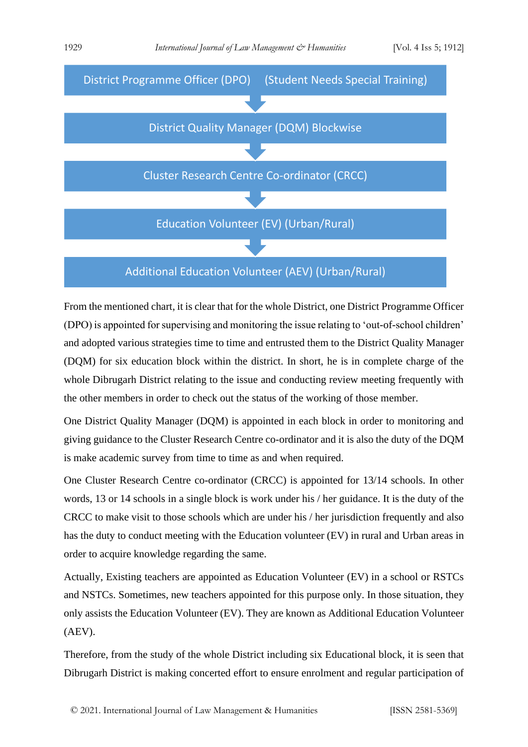District Programme Officer (DPO) (Student Needs Special Training)

↓

District Quality Manager (DQM) Blockwise

↓

Cluster Research Centre Co-ordinator (CRCC)

↓

Education Volunteer (EV) (Urban/Rural)

↓

Additional Education Volunteer (AEV) (Urban/Rural)

From the mentioned chart, it is clear that for the whole District, one District Programme Officer (DPO) is appointed for supervising and monitoring the issue relating to 'out-of-school children' and adopted various strategies time to time and entrusted them to the District Quality Manager (DQM) for six education block within the district. In short, he is in complete charge of the whole Dibrugarh District relating to the issue and conducting review meeting frequently with the other members in order to check out the status of the working of those member.

One District Quality Manager (DQM) is appointed in each block in order to monitoring and giving guidance to the Cluster Research Centre co-ordinator and it is also the duty of the DQM is make academic survey from time to time as and when required.

One Cluster Research Centre co-ordinator (CRCC) is appointed for 13/14 schools. In other words, 13 or 14 schools in a single block is work under his / her guidance. It is the duty of the CRCC to make visit to those schools which are under his / her jurisdiction frequently and also has the duty to conduct meeting with the Education volunteer (EV) in rural and Urban areas in order to acquire knowledge regarding the same.

Actually, Existing teachers are appointed as Education Volunteer (EV) in a school or RSTCs and NSTCs. Sometimes, new teachers appointed for this purpose only. In those situation, they only assists the Education Volunteer (EV). They are known as Additional Education Volunteer (AEV).

Therefore, from the study of the whole District including six Educational block, it is seen that Dibrugarh District is making concerted effort to ensure enrolment and regular participation of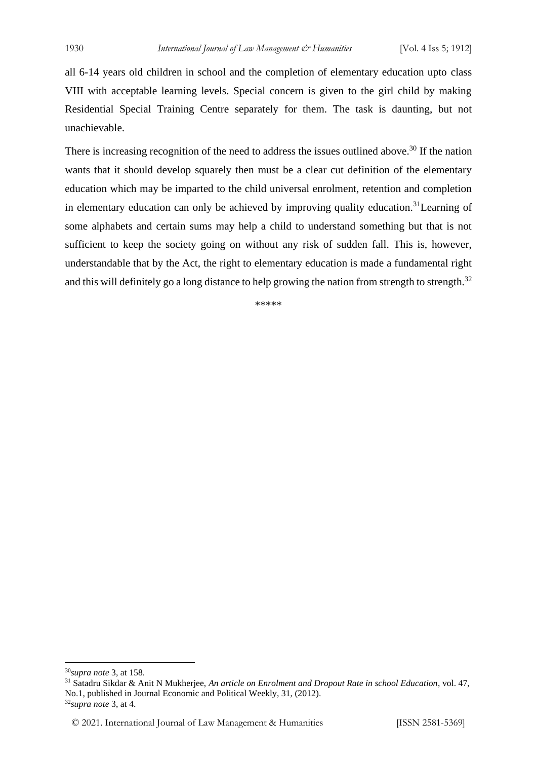all 6-14 years old children in school and the completion of elementary education upto class VIII with acceptable learning levels. Special concern is given to the girl child by making Residential Special Training Centre separately for them. The task is daunting, but not unachievable.

There is increasing recognition of the need to address the issues outlined above.[30] If the nation wants that it should develop squarely then must be a clear cut definition of the elementary education which may be imparted to the child universal enrolment, retention and completion in elementary education can only be achieved by improving quality education.[31]Learning of some alphabets and certain sums may help a child to understand something but that is not sufficient to keep the society going on without any risk of sudden fall. This is, however, understandable that by the Act, the right to elementary education is made a fundamental right and this will definitely go a long distance to help growing the nation from strength to strength.[32]

\*\*\*\*\*

---

[30]*supra note* 3, at 158.

[31] Satadru Sikdar & Anit N Mukherjee, *An article on Enrolment and Dropout Rate in school Education*, vol. 47, No.1, published in Journal Economic and Political Weekly, 31, (2012).

[32]*supra note* 3, at 4.